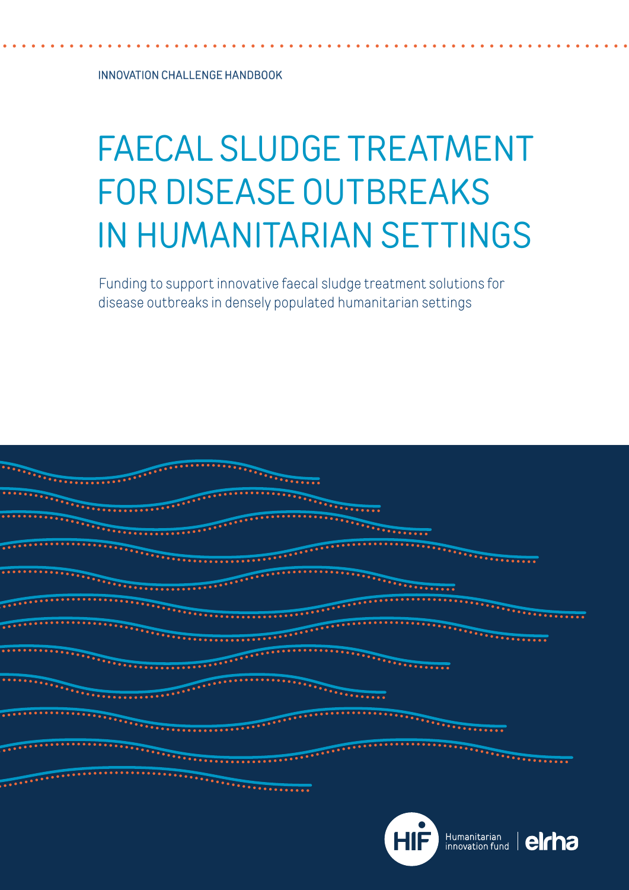INNOVATION CHALLENGE HANDBOOK

# FAECAL SLUDGE TREATMENT FOR DISEASE OUTBREAKS IN HUMANITARIAN SETTINGS

Funding to support innovative faecal sludge treatment solutions for disease outbreaks in densely populated humanitarian settings

HIF Humanitarian innovation fund | elrha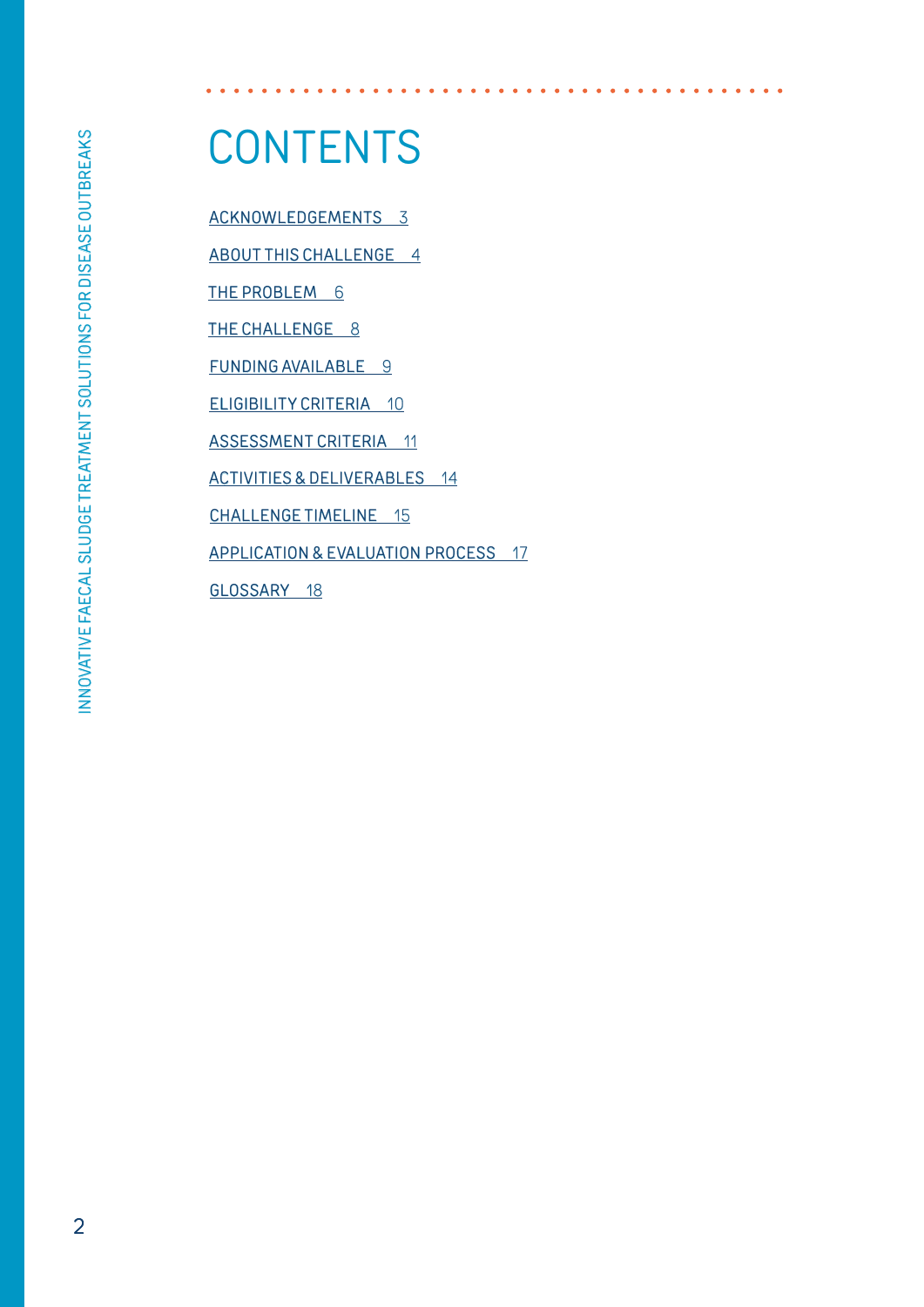# CONTENTS

ACKNOWLEDGEMENTS 3

ABOUT THIS CHALLENGE 4

THE PROBLEM 6

THE CHALLENGE 8

FUNDING AVAILABLE 9

ELIGIBILITY CRITERIA 10

ASSESSMENT CRITERIA 11

ACTIVITIES & DELIVERABLES 14

CHALLENGE TIMELINE 15

APPLICATION & EVALUATION PROCESS 17

GLOSSARY 18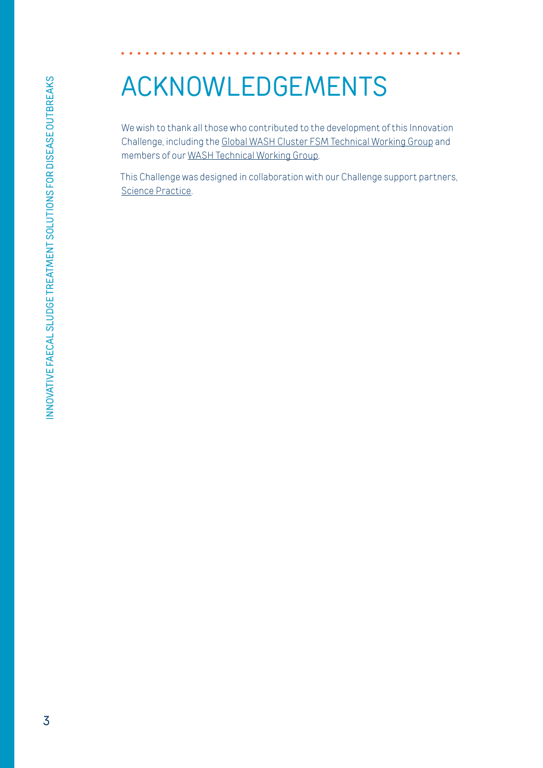# ACKNOWLEDGEMENTS

We wish to thank all those who contributed to the development of this Innovation Challenge, including the Global WASH Cluster FSM Technical Working Group and members of our WASH Technical Working Group.

This Challenge was designed in collaboration with our Challenge support partners, Science Practice.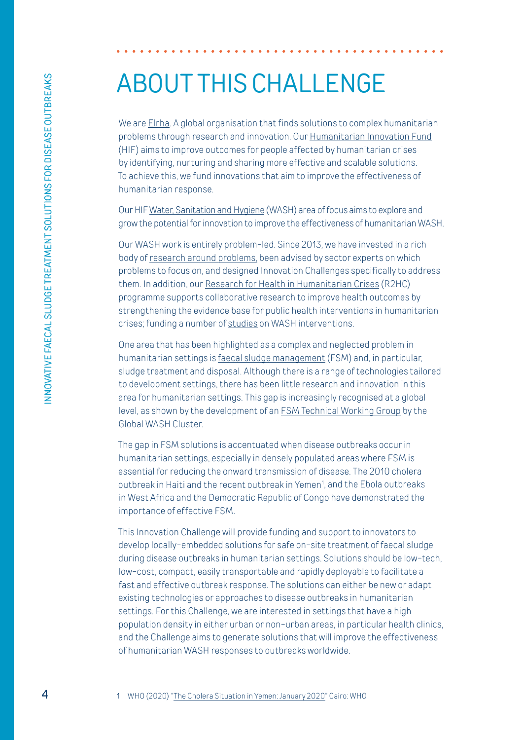# ABOUT THIS CHALLENGE

We are Elrha. A global organisation that finds solutions to complex humanitarian problems through research and innovation. Our Humanitarian Innovation Fund (HIF) aims to improve outcomes for people affected by humanitarian crises by identifying, nurturing and sharing more effective and scalable solutions. To achieve this, we fund innovations that aim to improve the effectiveness of humanitarian response.

Our HIF Water, Sanitation and Hygiene (WASH) area of focus aims to explore and grow the potential for innovation to improve the effectiveness of humanitarian WASH.

Our WASH work is entirely problem-led. Since 2013, we have invested in a rich body of research around problems, been advised by sector experts on which problems to focus on, and designed Innovation Challenges specifically to address them. In addition, our Research for Health in Humanitarian Crises (R2HC) programme supports collaborative research to improve health outcomes by strengthening the evidence base for public health interventions in humanitarian crises; funding a number of studies on WASH interventions.

One area that has been highlighted as a complex and neglected problem in humanitarian settings is faecal sludge management (FSM) and, in particular, sludge treatment and disposal. Although there is a range of technologies tailored to development settings, there has been little research and innovation in this area for humanitarian settings. This gap is increasingly recognised at a global level, as shown by the development of an FSM Technical Working Group by the Global WASH Cluster.

The gap in FSM solutions is accentuated when disease outbreaks occur in humanitarian settings, especially in densely populated areas where FSM is essential for reducing the onward transmission of disease. The 2010 cholera outbreak in Haiti and the recent outbreak in Yemen[1], and the Ebola outbreaks in West Africa and the Democratic Republic of Congo have demonstrated the importance of effective FSM.

This Innovation Challenge will provide funding and support to innovators to develop locally-embedded solutions for safe on-site treatment of faecal sludge during disease outbreaks in humanitarian settings. Solutions should be low-tech, low-cost, compact, easily transportable and rapidly deployable to facilitate a fast and effective outbreak response. The solutions can either be new or adapt existing technologies or approaches to disease outbreaks in humanitarian settings. For this Challenge, we are interested in settings that have a high population density in either urban or non-urban areas, in particular health clinics, and the Challenge aims to generate solutions that will improve the effectiveness of humanitarian WASH responses to outbreaks worldwide.

1 WHO (2020) "The Cholera Situation in Yemen: January 2020" Cairo: WHO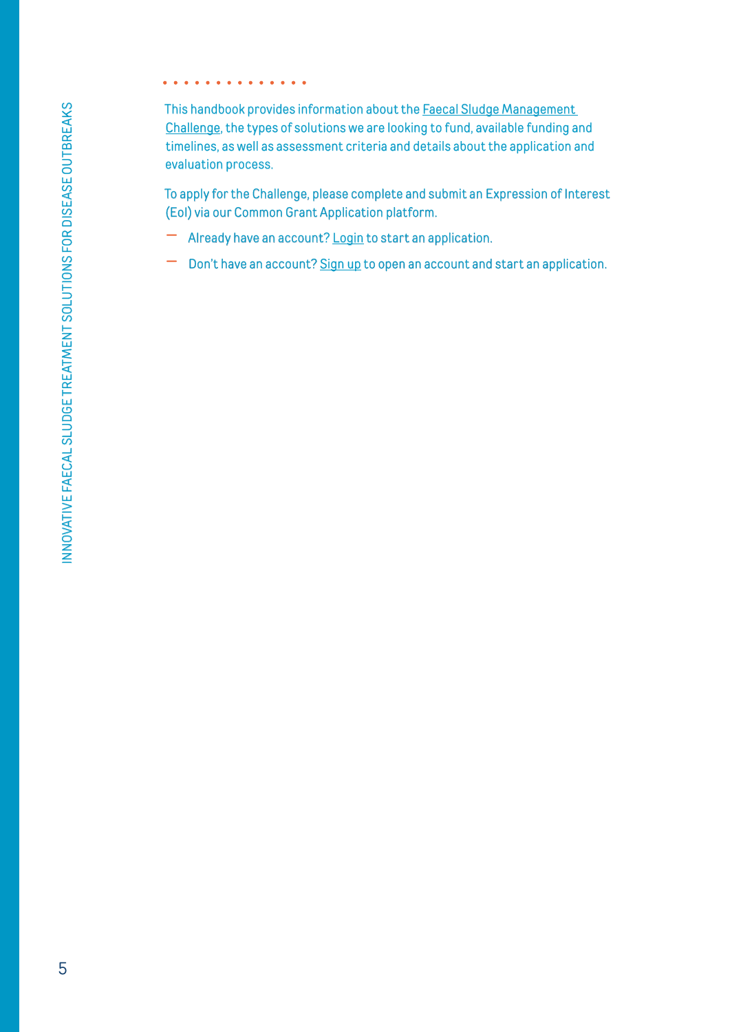This handbook provides information about the Faecal Sludge Management Challenge, the types of solutions we are looking to fund, available funding and timelines, as well as assessment criteria and details about the application and evaluation process.

To apply for the Challenge, please complete and submit an Expression of Interest (EoI) via our Common Grant Application platform.

- Already have an account? Login to start an application.
- Don't have an account? Sign up to open an account and start an application.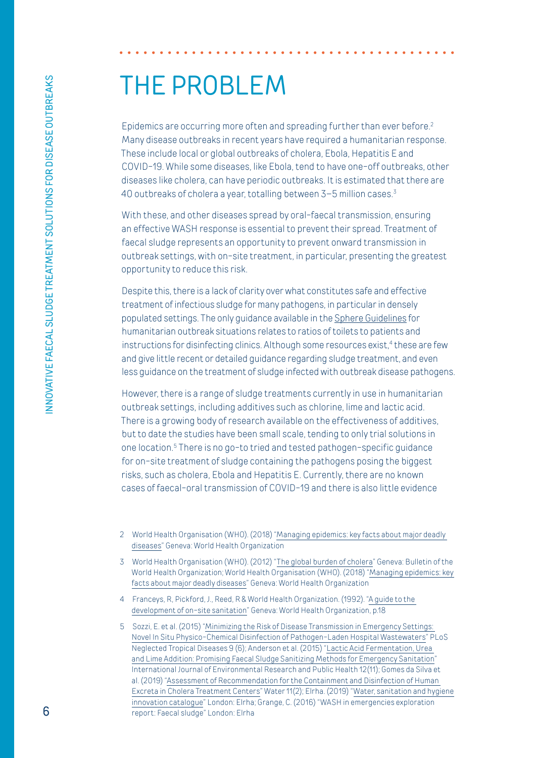# THE PROBLEM

Epidemics are occurring more often and spreading further than ever before.[2] Many disease outbreaks in recent years have required a humanitarian response. These include local or global outbreaks of cholera, Ebola, Hepatitis E and COVID-19. While some diseases, like Ebola, tend to have one-off outbreaks, other diseases like cholera, can have periodic outbreaks. It is estimated that there are 40 outbreaks of cholera a year, totalling between 3–5 million cases.[3]

With these, and other diseases spread by oral-faecal transmission, ensuring an effective WASH response is essential to prevent their spread. Treatment of faecal sludge represents an opportunity to prevent onward transmission in outbreak settings, with on-site treatment, in particular, presenting the greatest opportunity to reduce this risk.

Despite this, there is a lack of clarity over what constitutes safe and effective treatment of infectious sludge for many pathogens, in particular in densely populated settings. The only guidance available in the Sphere Guidelines for humanitarian outbreak situations relates to ratios of toilets to patients and instructions for disinfecting clinics. Although some resources exist,[4] these are few and give little recent or detailed guidance regarding sludge treatment, and even less guidance on the treatment of sludge infected with outbreak disease pathogens.

However, there is a range of sludge treatments currently in use in humanitarian outbreak settings, including additives such as chlorine, lime and lactic acid. There is a growing body of research available on the effectiveness of additives, but to date the studies have been small scale, tending to only trial solutions in one location.[5] There is no go-to tried and tested pathogen-specific guidance for on-site treatment of sludge containing the pathogens posing the biggest risks, such as cholera, Ebola and Hepatitis E. Currently, there are no known cases of faecal-oral transmission of COVID-19 and there is also little evidence

2 World Health Organisation (WHO). (2018) "Managing epidemics: key facts about major deadly diseases" Geneva: World Health Organization

3 World Health Organisation (WHO). (2012) "The global burden of cholera" Geneva: Bulletin of the World Health Organization; World Health Organisation (WHO). (2018) "Managing epidemics: key facts about major deadly diseases" Geneva: World Health Organization

4 Franceys, R, Pickford, J., Reed, R & World Health Organization. (1992). "A guide to the development of on-site sanitation" Geneva: World Health Organization, p.18

5 Sozzi, E. et al. (2015) "Minimizing the Risk of Disease Transmission in Emergency Settings: Novel In Situ Physico-Chemical Disinfection of Pathogen-Laden Hospital Wastewaters" PLoS Neglected Tropical Diseases 9 (6); Anderson et al. (2015) "Lactic Acid Fermentation, Urea and Lime Addition: Promising Faecal Sludge Sanitizing Methods for Emergency Sanitation" International Journal of Environmental Research and Public Health 12(11); Gomes da Silva et al. (2019) "Assessment of Recommendation for the Containment and Disinfection of Human Excreta in Cholera Treatment Centers" Water 11(2); Elrha. (2019) "Water, sanitation and hygiene innovation catalogue" London: Elrha; Grange, C. (2016) "WASH in emergencies exploration report: Faecal sludge" London: Elrha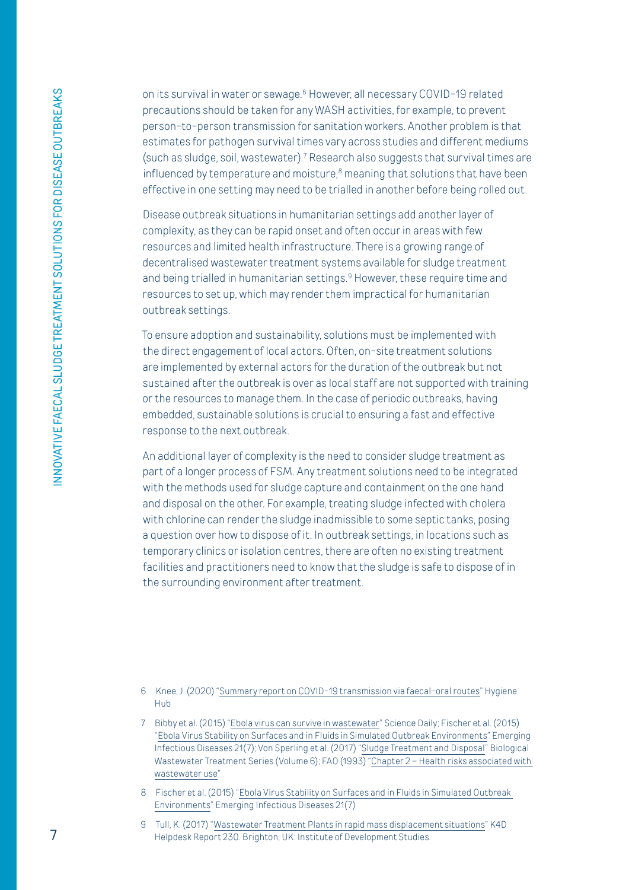on its survival in water or sewage.[6] However, all necessary COVID-19 related precautions should be taken for any WASH activities, for example, to prevent person-to-person transmission for sanitation workers. Another problem is that estimates for pathogen survival times vary across studies and different mediums (such as sludge, soil, wastewater).[7] Research also suggests that survival times are influenced by temperature and moisture,[8] meaning that solutions that have been effective in one setting may need to be trialled in another before being rolled out.

Disease outbreak situations in humanitarian settings add another layer of complexity, as they can be rapid onset and often occur in areas with few resources and limited health infrastructure. There is a growing range of decentralised wastewater treatment systems available for sludge treatment and being trialled in humanitarian settings.[9] However, these require time and resources to set up, which may render them impractical for humanitarian outbreak settings.

To ensure adoption and sustainability, solutions must be implemented with the direct engagement of local actors. Often, on-site treatment solutions are implemented by external actors for the duration of the outbreak but not sustained after the outbreak is over as local staff are not supported with training or the resources to manage them. In the case of periodic outbreaks, having embedded, sustainable solutions is crucial to ensuring a fast and effective response to the next outbreak.

An additional layer of complexity is the need to consider sludge treatment as part of a longer process of FSM. Any treatment solutions need to be integrated with the methods used for sludge capture and containment on the one hand and disposal on the other. For example, treating sludge infected with cholera with chlorine can render the sludge inadmissible to some septic tanks, posing a question over how to dispose of it. In outbreak settings, in locations such as temporary clinics or isolation centres, there are often no existing treatment facilities and practitioners need to know that the sludge is safe to dispose of in the surrounding environment after treatment.

---

6 Knee, J. (2020) "Summary report on COVID-19 transmission via faecal-oral routes" Hygiene Hub

7 Bibby et al. (2015) "Ebola virus can survive in wastewater" Science Daily; Fischer et al. (2015) "Ebola Virus Stability on Surfaces and in Fluids in Simulated Outbreak Environments" Emerging Infectious Diseases 21(7); Von Sperling et al. (2017) "Sludge Treatment and Disposal" Biological Wastewater Treatment Series (Volume 6); FAO (1993) "Chapter 2 – Health risks associated with wastewater use"

8 Fischer et al. (2015) "Ebola Virus Stability on Surfaces and in Fluids in Simulated Outbreak Environments" Emerging Infectious Diseases 21(7)

9 Tull, K. (2017) "Wastewater Treatment Plants in rapid mass displacement situations" K4D Helpdesk Report 230. Brighton, UK: Institute of Development Studies.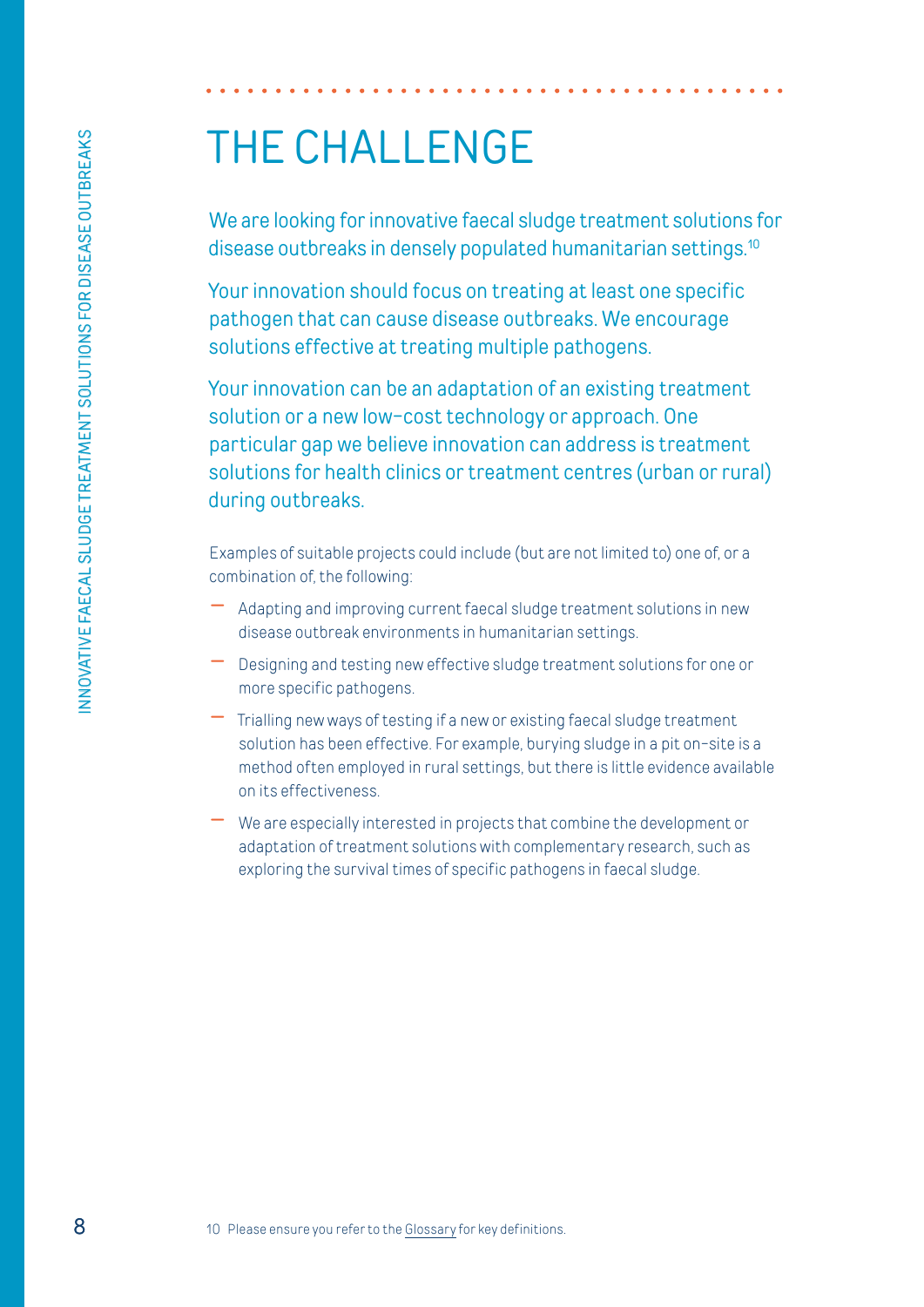# THE CHALLENGE

We are looking for innovative faecal sludge treatment solutions for disease outbreaks in densely populated humanitarian settings.[10]

Your innovation should focus on treating at least one specific pathogen that can cause disease outbreaks. We encourage solutions effective at treating multiple pathogens.

Your innovation can be an adaptation of an existing treatment solution or a new low-cost technology or approach. One particular gap we believe innovation can address is treatment solutions for health clinics or treatment centres (urban or rural) during outbreaks.

Examples of suitable projects could include (but are not limited to) one of, or a combination of, the following:

- Adapting and improving current faecal sludge treatment solutions in new disease outbreak environments in humanitarian settings.
- Designing and testing new effective sludge treatment solutions for one or more specific pathogens.
- Trialling new ways of testing if a new or existing faecal sludge treatment solution has been effective. For example, burying sludge in a pit on-site is a method often employed in rural settings, but there is little evidence available on its effectiveness.
- We are especially interested in projects that combine the development or adaptation of treatment solutions with complementary research, such as exploring the survival times of specific pathogens in faecal sludge.

10 Please ensure you refer to the Glossary for key definitions.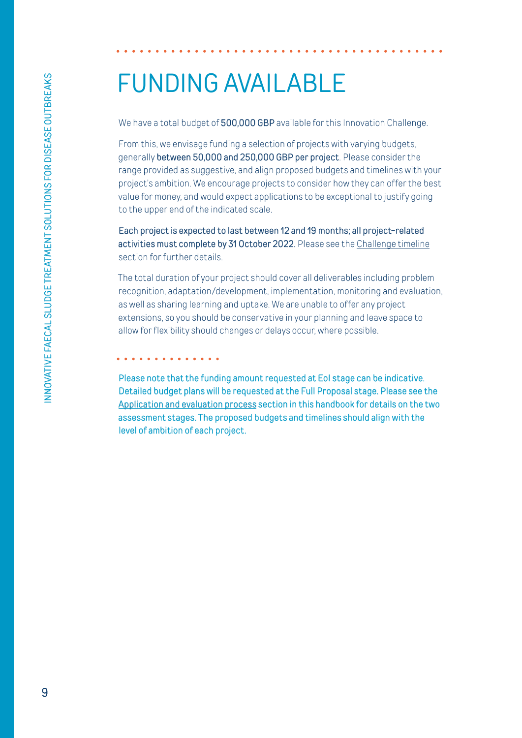# FUNDING AVAILABLE

We have a total budget of **500,000 GBP** available for this Innovation Challenge.

From this, we envisage funding a selection of projects with varying budgets, generally **between 50,000 and 250,000 GBP per project**. Please consider the range provided as suggestive, and align proposed budgets and timelines with your project's ambition. We encourage projects to consider how they can offer the best value for money, and would expect applications to be exceptional to justify going to the upper end of the indicated scale.

**Each project is expected to last between 12 and 19 months; all project-related activities must complete by 31 October 2022.** Please see the Challenge timeline section for further details.

The total duration of your project should cover all deliverables including problem recognition, adaptation/development, implementation, monitoring and evaluation, as well as sharing learning and uptake. We are unable to offer any project extensions, so you should be conservative in your planning and leave space to allow for flexibility should changes or delays occur, where possible.

Please note that the funding amount requested at EoI stage can be indicative. Detailed budget plans will be requested at the Full Proposal stage. Please see the Application and evaluation process section in this handbook for details on the two assessment stages. The proposed budgets and timelines should align with the level of ambition of each project.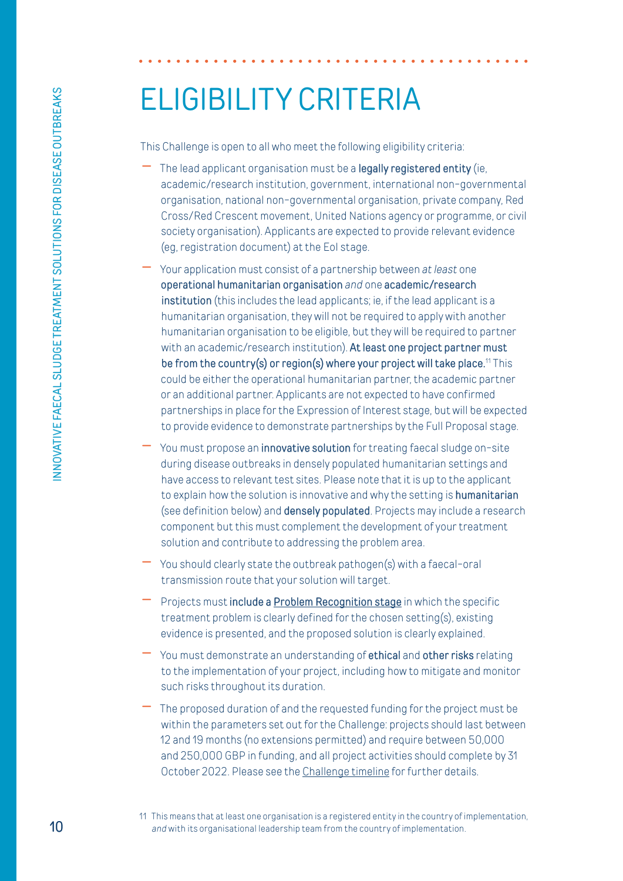# ELIGIBILITY CRITERIA

This Challenge is open to all who meet the following eligibility criteria:

- The lead applicant organisation must be a **legally registered entity** (ie, academic/research institution, government, international non-governmental organisation, national non-governmental organisation, private company, Red Cross/Red Crescent movement, United Nations agency or programme, or civil society organisation). Applicants are expected to provide relevant evidence (eg, registration document) at the EoI stage.
- Your application must consist of a partnership between *at least* one **operational humanitarian organisation** *and* one **academic/research institution** (this includes the lead applicants; ie, if the lead applicant is a humanitarian organisation, they will not be required to apply with another humanitarian organisation to be eligible, but they will be required to partner with an academic/research institution). **At least one project partner must be from the country(s) or region(s) where your project will take place.**[11] This could be either the operational humanitarian partner, the academic partner or an additional partner. Applicants are not expected to have confirmed partnerships in place for the Expression of Interest stage, but will be expected to provide evidence to demonstrate partnerships by the Full Proposal stage.
- You must propose an **innovative solution** for treating faecal sludge on-site during disease outbreaks in densely populated humanitarian settings and have access to relevant test sites. Please note that it is up to the applicant to explain how the solution is innovative and why the setting is **humanitarian** (see definition below) and **densely populated**. Projects may include a research component but this must complement the development of your treatment solution and contribute to addressing the problem area.
- You should clearly state the outbreak pathogen(s) with a faecal-oral transmission route that your solution will target.
- Projects must **include a Problem Recognition stage** in which the specific treatment problem is clearly defined for the chosen setting(s), existing evidence is presented, and the proposed solution is clearly explained.
- You must demonstrate an understanding of **ethical** and **other risks** relating to the implementation of your project, including how to mitigate and monitor such risks throughout its duration.
- The proposed duration of and the requested funding for the project must be within the parameters set out for the Challenge: projects should last between 12 and 19 months (no extensions permitted) and require between 50,000 and 250,000 GBP in funding, and all project activities should complete by 31 October 2022. Please see the Challenge timeline for further details.

11 This means that at least one organisation is a registered entity in the country of implementation, *and* with its organisational leadership team from the country of implementation.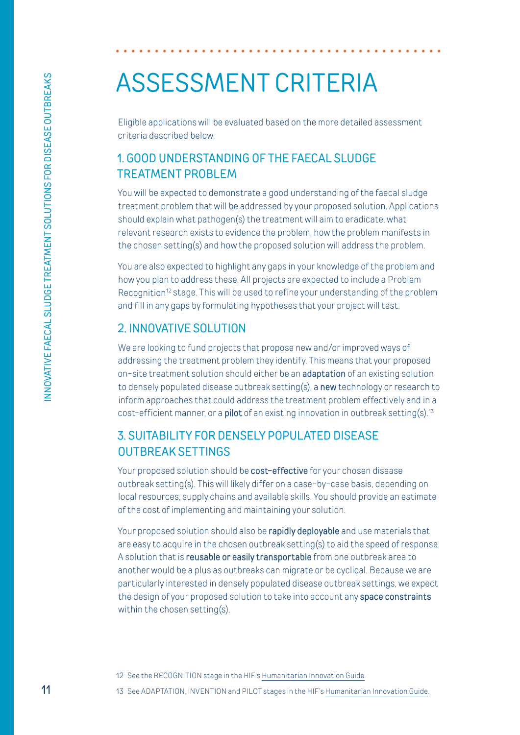# ASSESSMENT CRITERIA

Eligible applications will be evaluated based on the more detailed assessment criteria described below.

## 1. GOOD UNDERSTANDING OF THE FAECAL SLUDGE TREATMENT PROBLEM

You will be expected to demonstrate a good understanding of the faecal sludge treatment problem that will be addressed by your proposed solution. Applications should explain what pathogen(s) the treatment will aim to eradicate, what relevant research exists to evidence the problem, how the problem manifests in the chosen setting(s) and how the proposed solution will address the problem.

You are also expected to highlight any gaps in your knowledge of the problem and how you plan to address these. All projects are expected to include a Problem Recognition[12] stage. This will be used to refine your understanding of the problem and fill in any gaps by formulating hypotheses that your project will test.

## 2. INNOVATIVE SOLUTION

We are looking to fund projects that propose new and/or improved ways of addressing the treatment problem they identify. This means that your proposed on-site treatment solution should either be an **adaptation** of an existing solution to densely populated disease outbreak setting(s), a **new** technology or research to inform approaches that could address the treatment problem effectively and in a cost-efficient manner, or a **pilot** of an existing innovation in outbreak setting(s).[13]

## 3. SUITABILITY FOR DENSELY POPULATED DISEASE OUTBREAK SETTINGS

Your proposed solution should be **cost-effective** for your chosen disease outbreak setting(s). This will likely differ on a case-by-case basis, depending on local resources, supply chains and available skills. You should provide an estimate of the cost of implementing and maintaining your solution.

Your proposed solution should also be **rapidly deployable** and use materials that are easy to acquire in the chosen outbreak setting(s) to aid the speed of response. A solution that is **reusable or easily transportable** from one outbreak area to another would be a plus as outbreaks can migrate or be cyclical. Because we are particularly interested in densely populated disease outbreak settings, we expect the design of your proposed solution to take into account any **space constraints** within the chosen setting(s).

12 See the RECOGNITION stage in the HIF's Humanitarian Innovation Guide.

13 See ADAPTATION, INVENTION and PILOT stages in the HIF's Humanitarian Innovation Guide.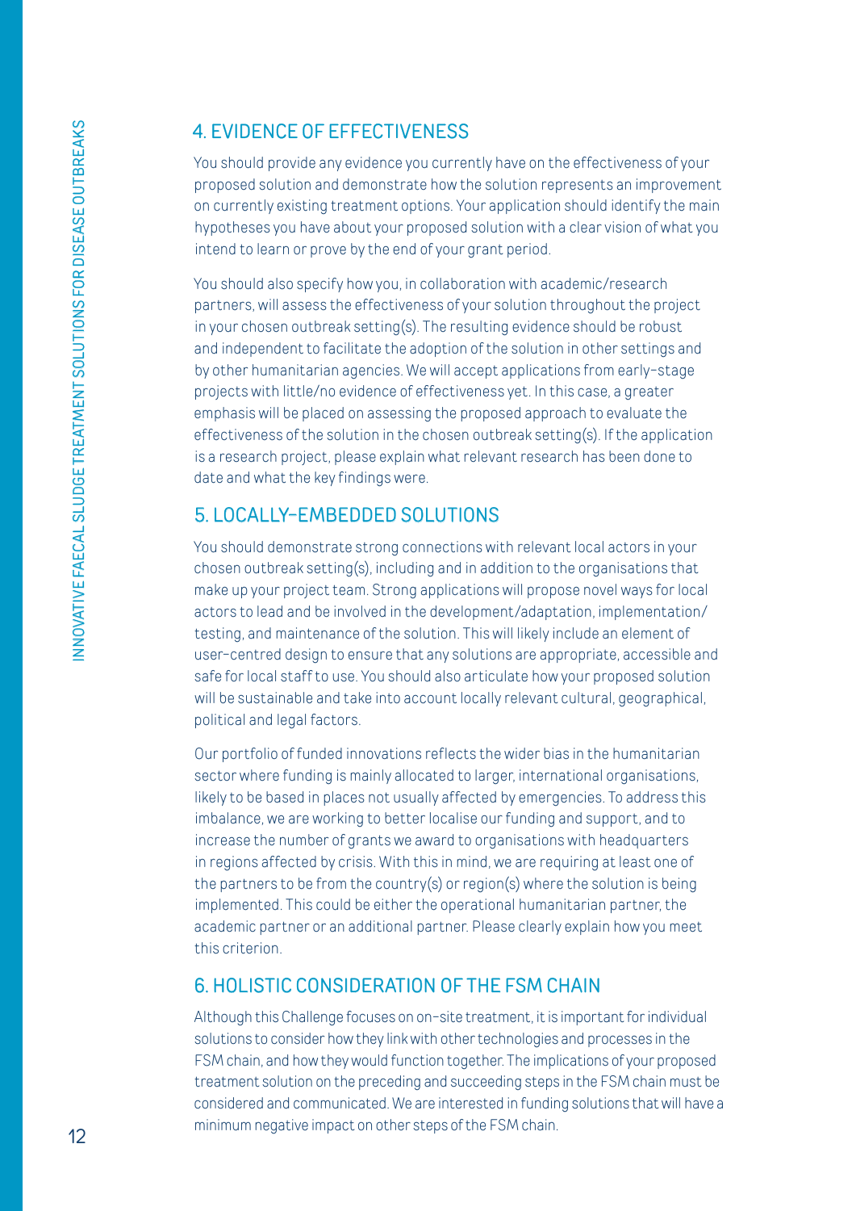## 4. EVIDENCE OF EFFECTIVENESS

You should provide any evidence you currently have on the effectiveness of your proposed solution and demonstrate how the solution represents an improvement on currently existing treatment options. Your application should identify the main hypotheses you have about your proposed solution with a clear vision of what you intend to learn or prove by the end of your grant period.

You should also specify how you, in collaboration with academic/research partners, will assess the effectiveness of your solution throughout the project in your chosen outbreak setting(s). The resulting evidence should be robust and independent to facilitate the adoption of the solution in other settings and by other humanitarian agencies. We will accept applications from early-stage projects with little/no evidence of effectiveness yet. In this case, a greater emphasis will be placed on assessing the proposed approach to evaluate the effectiveness of the solution in the chosen outbreak setting(s). If the application is a research project, please explain what relevant research has been done to date and what the key findings were.

## 5. LOCALLY-EMBEDDED SOLUTIONS

You should demonstrate strong connections with relevant local actors in your chosen outbreak setting(s), including and in addition to the organisations that make up your project team. Strong applications will propose novel ways for local actors to lead and be involved in the development/adaptation, implementation/testing, and maintenance of the solution. This will likely include an element of user-centred design to ensure that any solutions are appropriate, accessible and safe for local staff to use. You should also articulate how your proposed solution will be sustainable and take into account locally relevant cultural, geographical, political and legal factors.

Our portfolio of funded innovations reflects the wider bias in the humanitarian sector where funding is mainly allocated to larger, international organisations, likely to be based in places not usually affected by emergencies. To address this imbalance, we are working to better localise our funding and support, and to increase the number of grants we award to organisations with headquarters in regions affected by crisis. With this in mind, we are requiring at least one of the partners to be from the country(s) or region(s) where the solution is being implemented. This could be either the operational humanitarian partner, the academic partner or an additional partner. Please clearly explain how you meet this criterion.

## 6. HOLISTIC CONSIDERATION OF THE FSM CHAIN

Although this Challenge focuses on on-site treatment, it is important for individual solutions to consider how they link with other technologies and processes in the FSM chain, and how they would function together. The implications of your proposed treatment solution on the preceding and succeeding steps in the FSM chain must be considered and communicated. We are interested in funding solutions that will have a minimum negative impact on other steps of the FSM chain.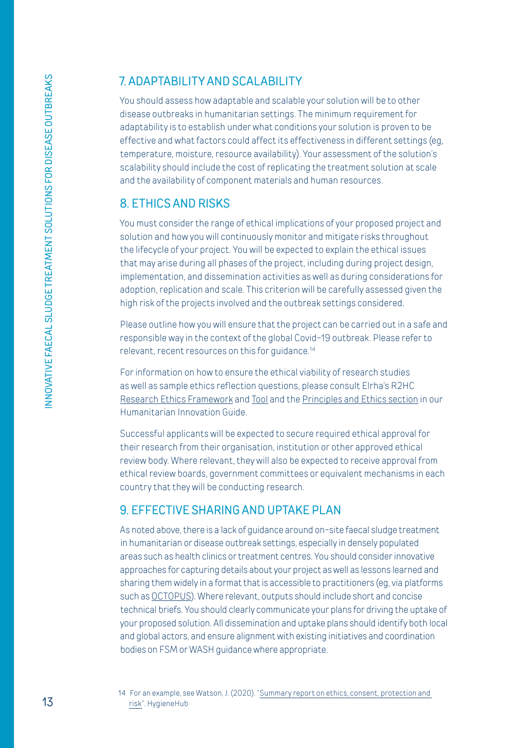## 7. ADAPTABILITY AND SCALABILITY

You should assess how adaptable and scalable your solution will be to other disease outbreaks in humanitarian settings. The minimum requirement for adaptability is to establish under what conditions your solution is proven to be effective and what factors could affect its effectiveness in different settings (eg, temperature, moisture, resource availability). Your assessment of the solution's scalability should include the cost of replicating the treatment solution at scale and the availability of component materials and human resources.

## 8. ETHICS AND RISKS

You must consider the range of ethical implications of your proposed project and solution and how you will continuously monitor and mitigate risks throughout the lifecycle of your project. You will be expected to explain the ethical issues that may arise during all phases of the project, including during project design, implementation, and dissemination activities as well as during considerations for adoption, replication and scale. This criterion will be carefully assessed given the high risk of the projects involved and the outbreak settings considered.

Please outline how you will ensure that the project can be carried out in a safe and responsible way in the context of the global Covid-19 outbreak. Please refer to relevant, recent resources on this for guidance.[14]

For information on how to ensure the ethical viability of research studies as well as sample ethics reflection questions, please consult Elrha's R2HC Research Ethics Framework and Tool and the Principles and Ethics section in our Humanitarian Innovation Guide.

Successful applicants will be expected to secure required ethical approval for their research from their organisation, institution or other approved ethical review body. Where relevant, they will also be expected to receive approval from ethical review boards, government committees or equivalent mechanisms in each country that they will be conducting research.

## 9. EFFECTIVE SHARING AND UPTAKE PLAN

As noted above, there is a lack of guidance around on-site faecal sludge treatment in humanitarian or disease outbreak settings, especially in densely populated areas such as health clinics or treatment centres. You should consider innovative approaches for capturing details about your project as well as lessons learned and sharing them widely in a format that is accessible to practitioners (eg, via platforms such as OCTOPUS). Where relevant, outputs should include short and concise technical briefs. You should clearly communicate your plans for driving the uptake of your proposed solution. All dissemination and uptake plans should identify both local and global actors, and ensure alignment with existing initiatives and coordination bodies on FSM or WASH guidance where appropriate.

14 For an example, see Watson, J. (2020). "Summary report on ethics, consent, protection and risk". HygieneHub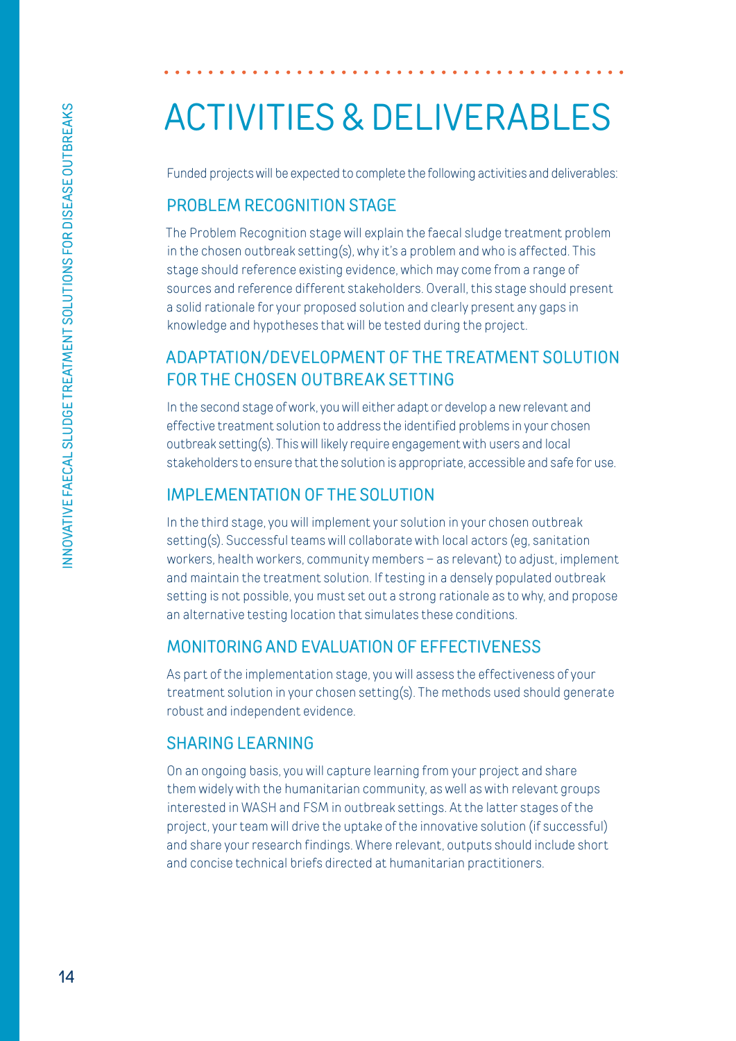# ACTIVITIES & DELIVERABLES

Funded projects will be expected to complete the following activities and deliverables:

## PROBLEM RECOGNITION STAGE

The Problem Recognition stage will explain the faecal sludge treatment problem in the chosen outbreak setting(s), why it's a problem and who is affected. This stage should reference existing evidence, which may come from a range of sources and reference different stakeholders. Overall, this stage should present a solid rationale for your proposed solution and clearly present any gaps in knowledge and hypotheses that will be tested during the project.

## ADAPTATION/DEVELOPMENT OF THE TREATMENT SOLUTION FOR THE CHOSEN OUTBREAK SETTING

In the second stage of work, you will either adapt or develop a new relevant and effective treatment solution to address the identified problems in your chosen outbreak setting(s). This will likely require engagement with users and local stakeholders to ensure that the solution is appropriate, accessible and safe for use.

## IMPLEMENTATION OF THE SOLUTION

In the third stage, you will implement your solution in your chosen outbreak setting(s). Successful teams will collaborate with local actors (eg, sanitation workers, health workers, community members – as relevant) to adjust, implement and maintain the treatment solution. If testing in a densely populated outbreak setting is not possible, you must set out a strong rationale as to why, and propose an alternative testing location that simulates these conditions.

## MONITORING AND EVALUATION OF EFFECTIVENESS

As part of the implementation stage, you will assess the effectiveness of your treatment solution in your chosen setting(s). The methods used should generate robust and independent evidence.

## SHARING LEARNING

On an ongoing basis, you will capture learning from your project and share them widely with the humanitarian community, as well as with relevant groups interested in WASH and FSM in outbreak settings. At the latter stages of the project, your team will drive the uptake of the innovative solution (if successful) and share your research findings. Where relevant, outputs should include short and concise technical briefs directed at humanitarian practitioners.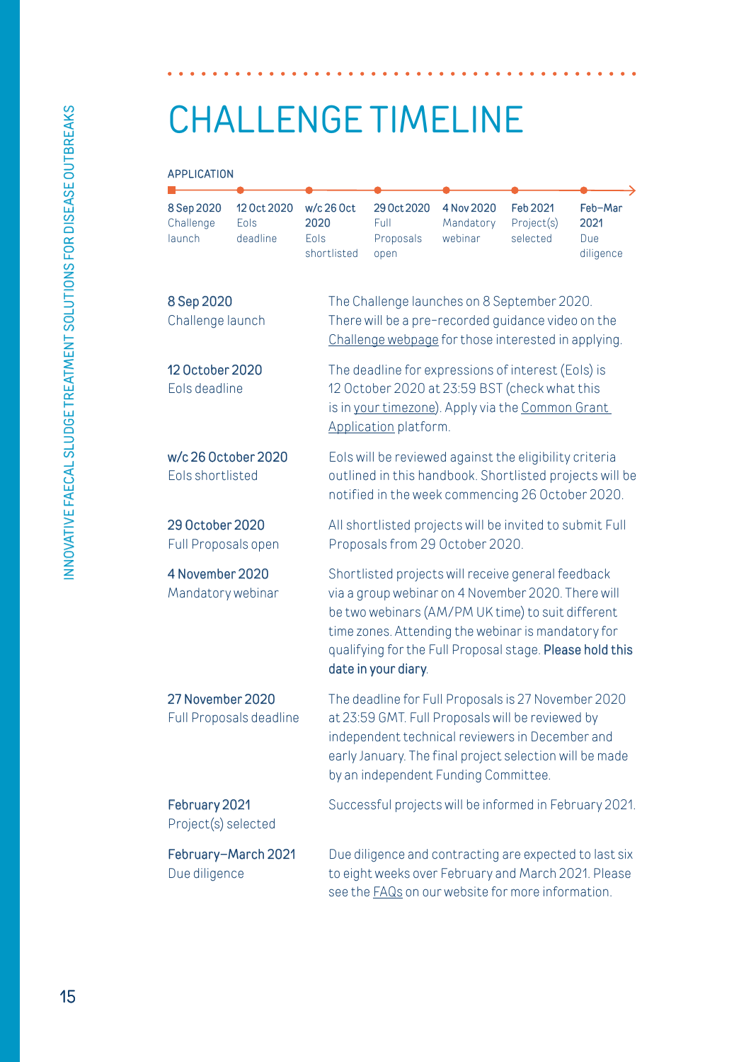# CHALLENGE TIMELINE

APPLICATION

| 8 Sep 2020 | 12 Oct 2020 | w/c 26 Oct 2020 | 29 Oct 2020 | 4 Nov 2020 | Feb 2021 | Feb–Mar 2021 |
|---|---|---|---|---|---|---|
| Challenge launch | EoIs deadline | EoIs shortlisted | Full Proposals open | Mandatory webinar | Project(s) selected | Due diligence |

**8 Sep 2020**
Challenge launch

The Challenge launches on 8 September 2020. There will be a pre-recorded guidance video on the Challenge webpage for those interested in applying.

**12 October 2020**
EoIs deadline

The deadline for expressions of interest (EoIs) is 12 October 2020 at 23:59 BST (check what this is in your timezone). Apply via the Common Grant Application platform.

**w/c 26 October 2020**
EoIs shortlisted

EoIs will be reviewed against the eligibility criteria outlined in this handbook. Shortlisted projects will be notified in the week commencing 26 October 2020.

**29 October 2020**
Full Proposals open

All shortlisted projects will be invited to submit Full Proposals from 29 October 2020.

**4 November 2020**
Mandatory webinar

Shortlisted projects will receive general feedback via a group webinar on 4 November 2020. There will be two webinars (AM/PM UK time) to suit different time zones. Attending the webinar is mandatory for qualifying for the Full Proposal stage. **Please hold this date in your diary.**

**27 November 2020**
Full Proposals deadline

The deadline for Full Proposals is 27 November 2020 at 23:59 GMT. Full Proposals will be reviewed by independent technical reviewers in December and early January. The final project selection will be made by an independent Funding Committee.

**February 2021**
Project(s) selected

Successful projects will be informed in February 2021.

**February–March 2021**
Due diligence

Due diligence and contracting are expected to last six to eight weeks over February and March 2021. Please see the FAQs on our website for more information.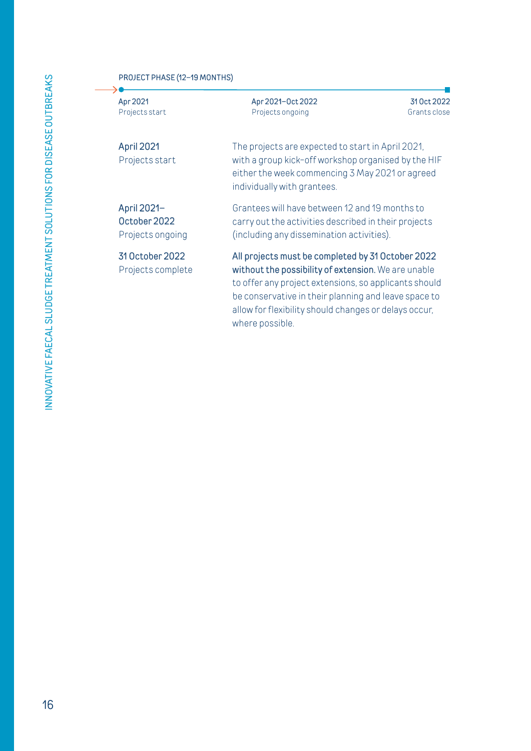PROJECT PHASE (12–19 MONTHS)

| Apr 2021 | Apr 2021–Oct 2022 | 31 Oct 2022 |
|---|---|---|
| Projects start | Projects ongoing | Grants close |

**April 2021**
Projects start

The projects are expected to start in April 2021, with a group kick-off workshop organised by the HIF either the week commencing 3 May 2021 or agreed individually with grantees.

**April 2021–October 2022**
Projects ongoing

Grantees will have between 12 and 19 months to carry out the activities described in their projects (including any dissemination activities).

**31 October 2022**
Projects complete

**All projects must be completed by 31 October 2022 without the possibility of extension.** We are unable to offer any project extensions, so applicants should be conservative in their planning and leave space to allow for flexibility should changes or delays occur, where possible.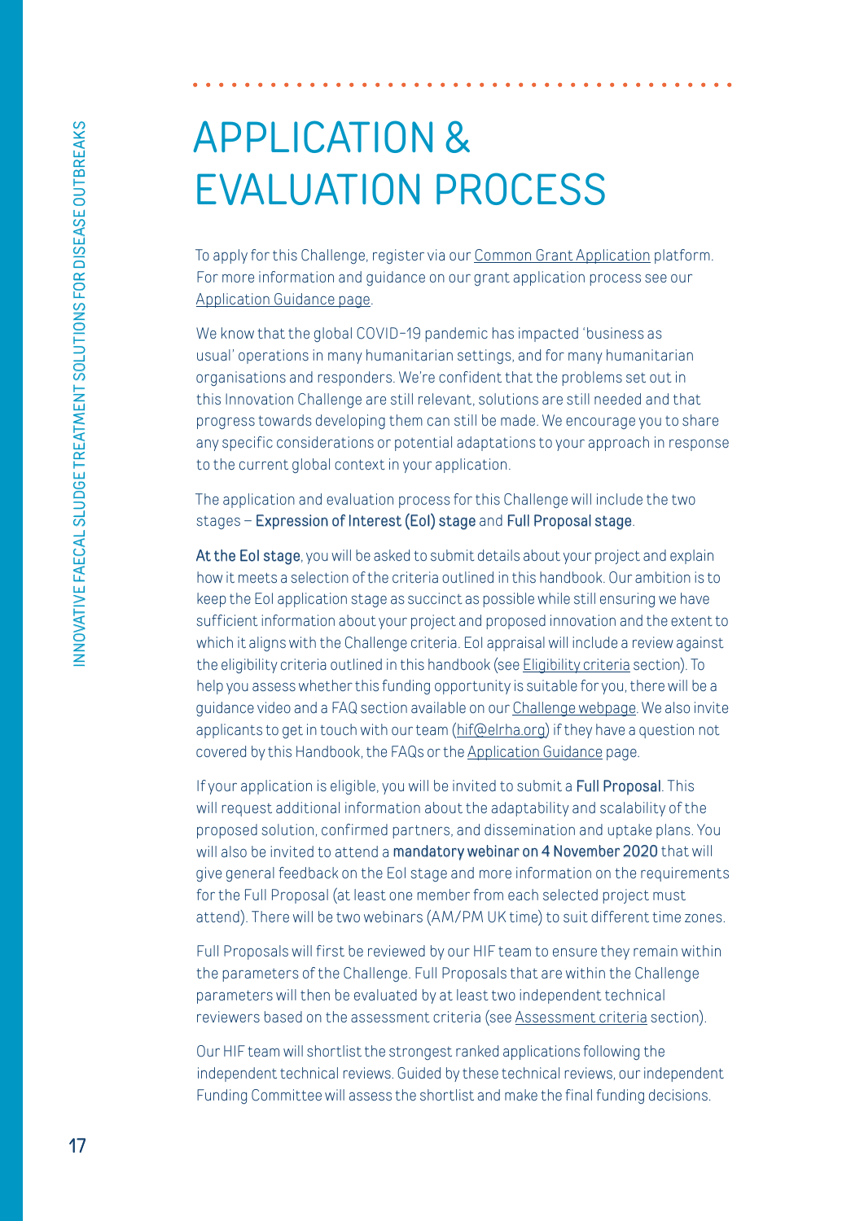# APPLICATION & EVALUATION PROCESS

To apply for this Challenge, register via our Common Grant Application platform. For more information and guidance on our grant application process see our Application Guidance page.

We know that the global COVID-19 pandemic has impacted 'business as usual' operations in many humanitarian settings, and for many humanitarian organisations and responders. We're confident that the problems set out in this Innovation Challenge are still relevant, solutions are still needed and that progress towards developing them can still be made. We encourage you to share any specific considerations or potential adaptations to your approach in response to the current global context in your application.

The application and evaluation process for this Challenge will include the two stages – **Expression of Interest (EoI) stage** and **Full Proposal stage**.

**At the EoI stage**, you will be asked to submit details about your project and explain how it meets a selection of the criteria outlined in this handbook. Our ambition is to keep the EoI application stage as succinct as possible while still ensuring we have sufficient information about your project and proposed innovation and the extent to which it aligns with the Challenge criteria. EoI appraisal will include a review against the eligibility criteria outlined in this handbook (see Eligibility criteria section). To help you assess whether this funding opportunity is suitable for you, there will be a guidance video and a FAQ section available on our Challenge webpage. We also invite applicants to get in touch with our team (hif@elrha.org) if they have a question not covered by this Handbook, the FAQs or the Application Guidance page.

If your application is eligible, you will be invited to submit a **Full Proposal**. This will request additional information about the adaptability and scalability of the proposed solution, confirmed partners, and dissemination and uptake plans. You will also be invited to attend a **mandatory webinar on 4 November 2020** that will give general feedback on the EoI stage and more information on the requirements for the Full Proposal (at least one member from each selected project must attend). There will be two webinars (AM/PM UK time) to suit different time zones.

Full Proposals will first be reviewed by our HIF team to ensure they remain within the parameters of the Challenge. Full Proposals that are within the Challenge parameters will then be evaluated by at least two independent technical reviewers based on the assessment criteria (see Assessment criteria section).

Our HIF team will shortlist the strongest ranked applications following the independent technical reviews. Guided by these technical reviews, our independent Funding Committee will assess the shortlist and make the final funding decisions.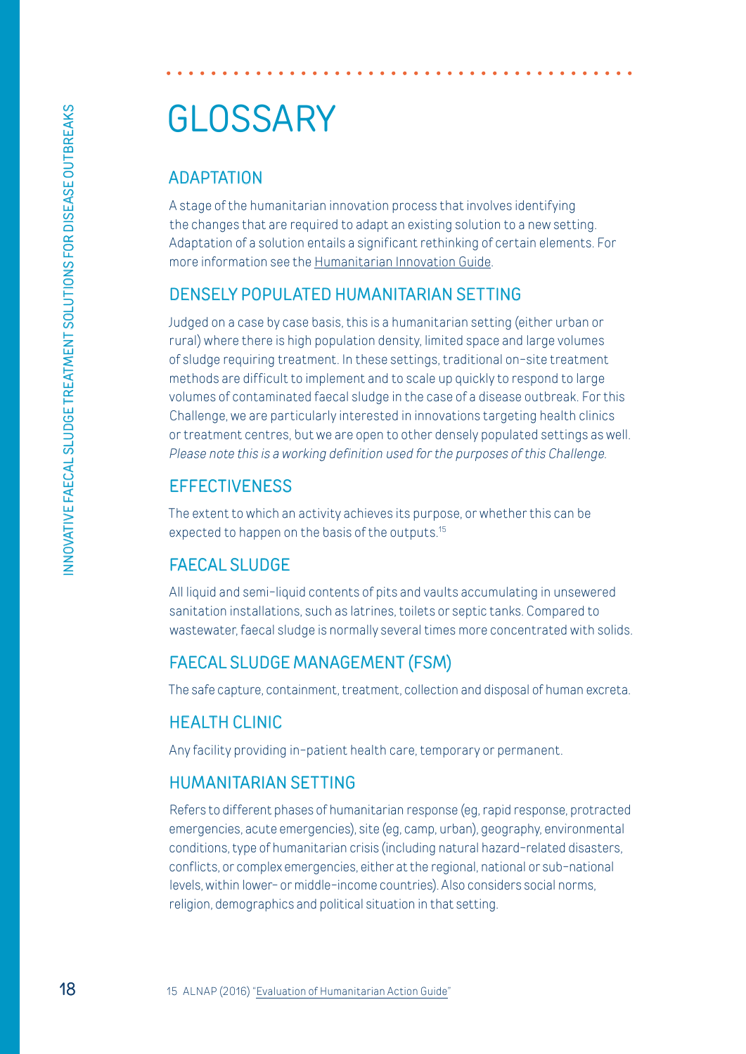# GLOSSARY

## ADAPTATION

A stage of the humanitarian innovation process that involves identifying the changes that are required to adapt an existing solution to a new setting. Adaptation of a solution entails a significant rethinking of certain elements. For more information see the Humanitarian Innovation Guide.

## DENSELY POPULATED HUMANITARIAN SETTING

Judged on a case by case basis, this is a humanitarian setting (either urban or rural) where there is high population density, limited space and large volumes of sludge requiring treatment. In these settings, traditional on-site treatment methods are difficult to implement and to scale up quickly to respond to large volumes of contaminated faecal sludge in the case of a disease outbreak. For this Challenge, we are particularly interested in innovations targeting health clinics or treatment centres, but we are open to other densely populated settings as well. *Please note this is a working definition used for the purposes of this Challenge.*

## EFFECTIVENESS

The extent to which an activity achieves its purpose, or whether this can be expected to happen on the basis of the outputs.[15]

## FAECAL SLUDGE

All liquid and semi-liquid contents of pits and vaults accumulating in unsewered sanitation installations, such as latrines, toilets or septic tanks. Compared to wastewater, faecal sludge is normally several times more concentrated with solids.

## FAECAL SLUDGE MANAGEMENT (FSM)

The safe capture, containment, treatment, collection and disposal of human excreta.

## HEALTH CLINIC

Any facility providing in-patient health care, temporary or permanent.

## HUMANITARIAN SETTING

Refers to different phases of humanitarian response (eg, rapid response, protracted emergencies, acute emergencies), site (eg, camp, urban), geography, environmental conditions, type of humanitarian crisis (including natural hazard-related disasters, conflicts, or complex emergencies, either at the regional, national or sub-national levels, within lower- or middle-income countries). Also considers social norms, religion, demographics and political situation in that setting.

15 ALNAP (2016) "Evaluation of Humanitarian Action Guide"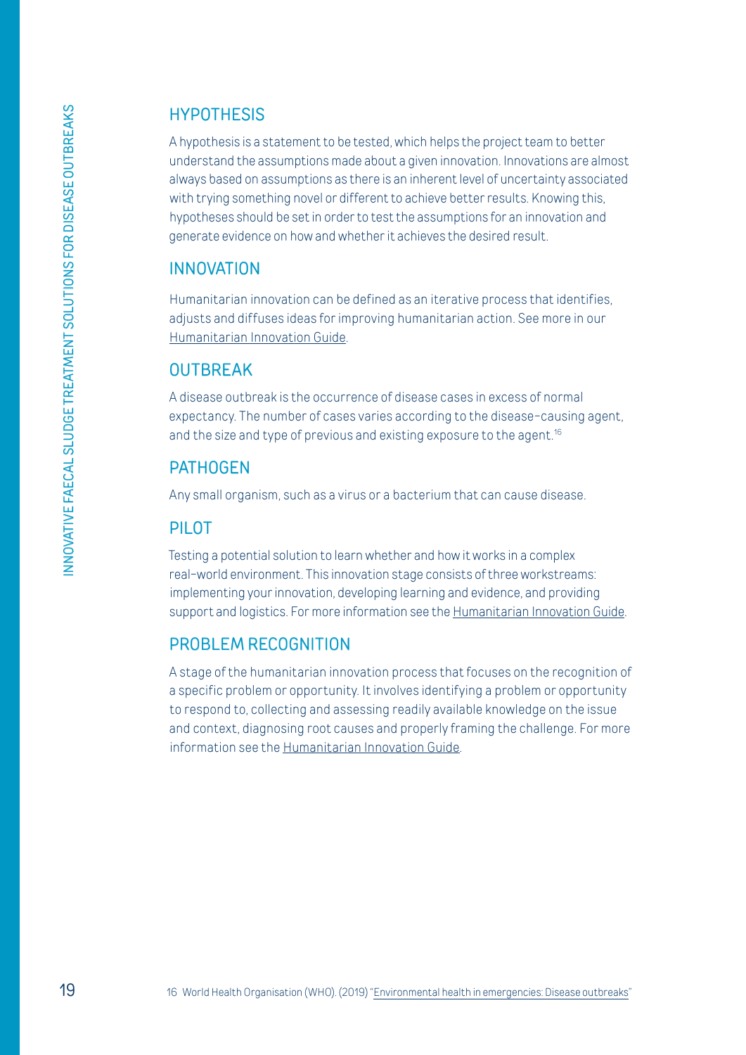## HYPOTHESIS

A hypothesis is a statement to be tested, which helps the project team to better understand the assumptions made about a given innovation. Innovations are almost always based on assumptions as there is an inherent level of uncertainty associated with trying something novel or different to achieve better results. Knowing this, hypotheses should be set in order to test the assumptions for an innovation and generate evidence on how and whether it achieves the desired result.

## INNOVATION

Humanitarian innovation can be defined as an iterative process that identifies, adjusts and diffuses ideas for improving humanitarian action. See more in our Humanitarian Innovation Guide.

## OUTBREAK

A disease outbreak is the occurrence of disease cases in excess of normal expectancy. The number of cases varies according to the disease-causing agent, and the size and type of previous and existing exposure to the agent.[16]

## PATHOGEN

Any small organism, such as a virus or a bacterium that can cause disease.

## PILOT

Testing a potential solution to learn whether and how it works in a complex real-world environment. This innovation stage consists of three workstreams: implementing your innovation, developing learning and evidence, and providing support and logistics. For more information see the Humanitarian Innovation Guide.

## PROBLEM RECOGNITION

A stage of the humanitarian innovation process that focuses on the recognition of a specific problem or opportunity. It involves identifying a problem or opportunity to respond to, collecting and assessing readily available knowledge on the issue and context, diagnosing root causes and properly framing the challenge. For more information see the Humanitarian Innovation Guide.

16 World Health Organisation (WHO). (2019) "Environmental health in emergencies: Disease outbreaks"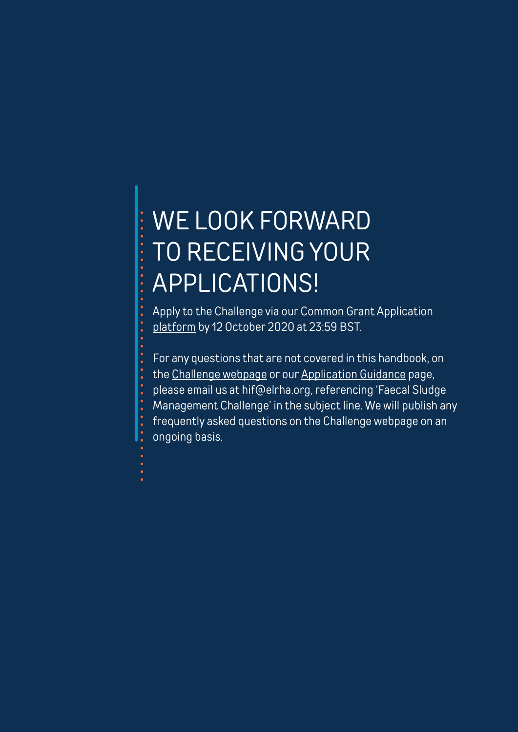# WE LOOK FORWARD TO RECEIVING YOUR APPLICATIONS!

Apply to the Challenge via our Common Grant Application platform by 12 October 2020 at 23:59 BST.

For any questions that are not covered in this handbook, on the Challenge webpage or our Application Guidance page, please email us at hif@elrha.org, referencing 'Faecal Sludge Management Challenge' in the subject line. We will publish any frequently asked questions on the Challenge webpage on an ongoing basis.